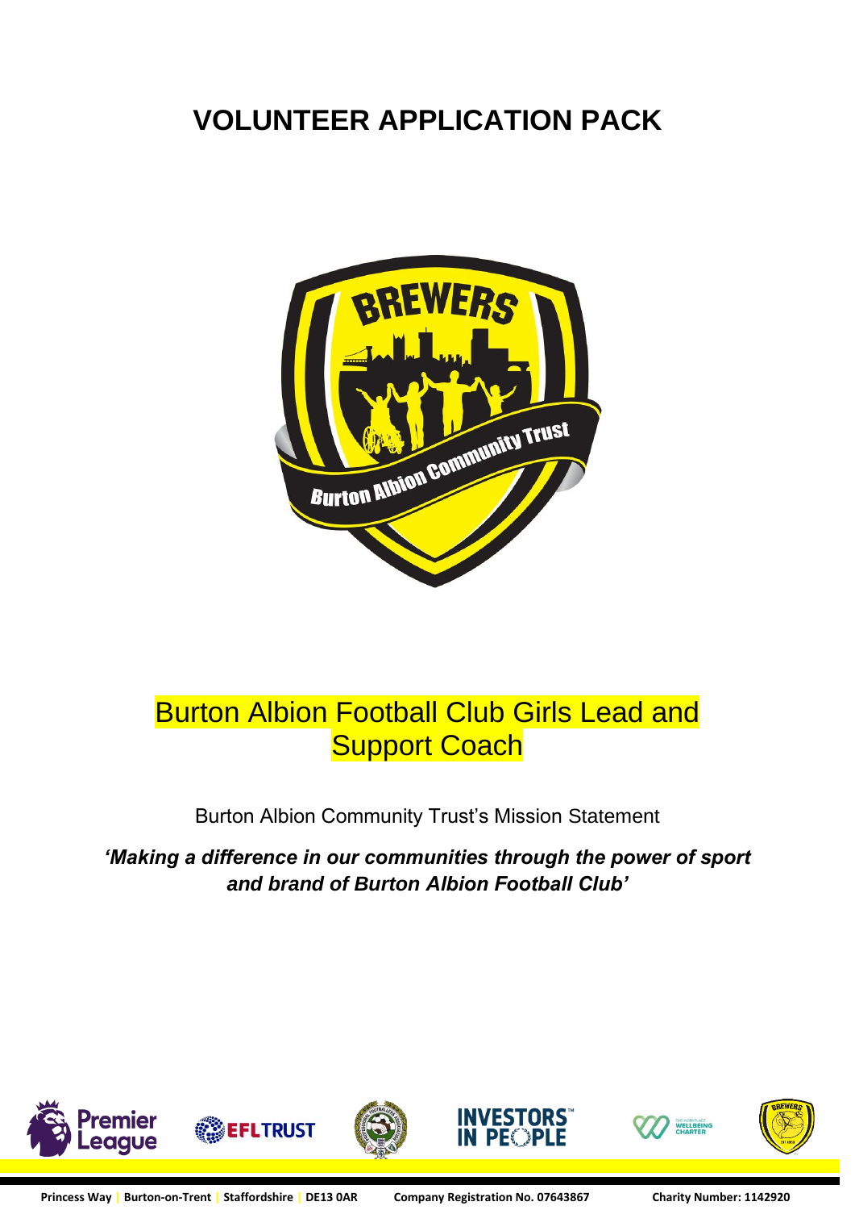# VOLUNTEER APPLICATION PACK

## Burton Albion Football Club Girls Lead and Support Coach

Burton Albion Community Trust's Mission Statement

***'Making a difference in our communities through the power of sport and brand of Burton Albion Football Club'***

**Princess Way | Burton-on-Trent | Staffordshire | DE13 0AR     Company Registration No. 07643867     Charity Number: 1142920**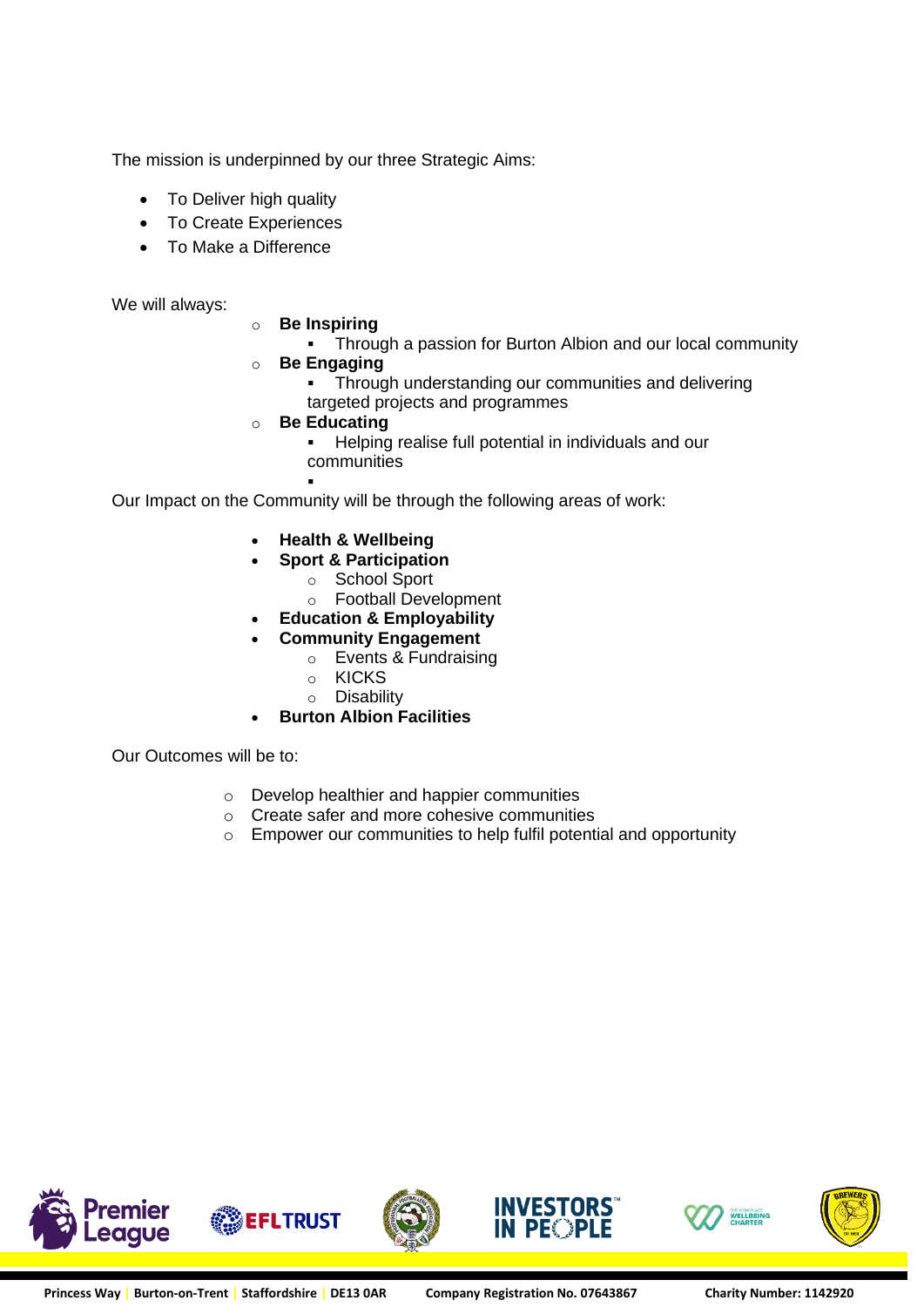The mission is underpinned by our three Strategic Aims:

- To Deliver high quality
- To Create Experiences
- To Make a Difference

We will always:

- **Be Inspiring**
  - Through a passion for Burton Albion and our local community
- **Be Engaging**
  - Through understanding our communities and delivering targeted projects and programmes
- **Be Educating**
  - Helping realise full potential in individuals and our communities

Our Impact on the Community will be through the following areas of work:

- **Health & Wellbeing**
- **Sport & Participation**
  - School Sport
  - Football Development
- **Education & Employability**
- **Community Engagement**
  - Events & Fundraising
  - KICKS
  - Disability
- **Burton Albion Facilities**

Our Outcomes will be to:

- Develop healthier and happier communities
- Create safer and more cohesive communities
- Empower our communities to help fulfil potential and opportunity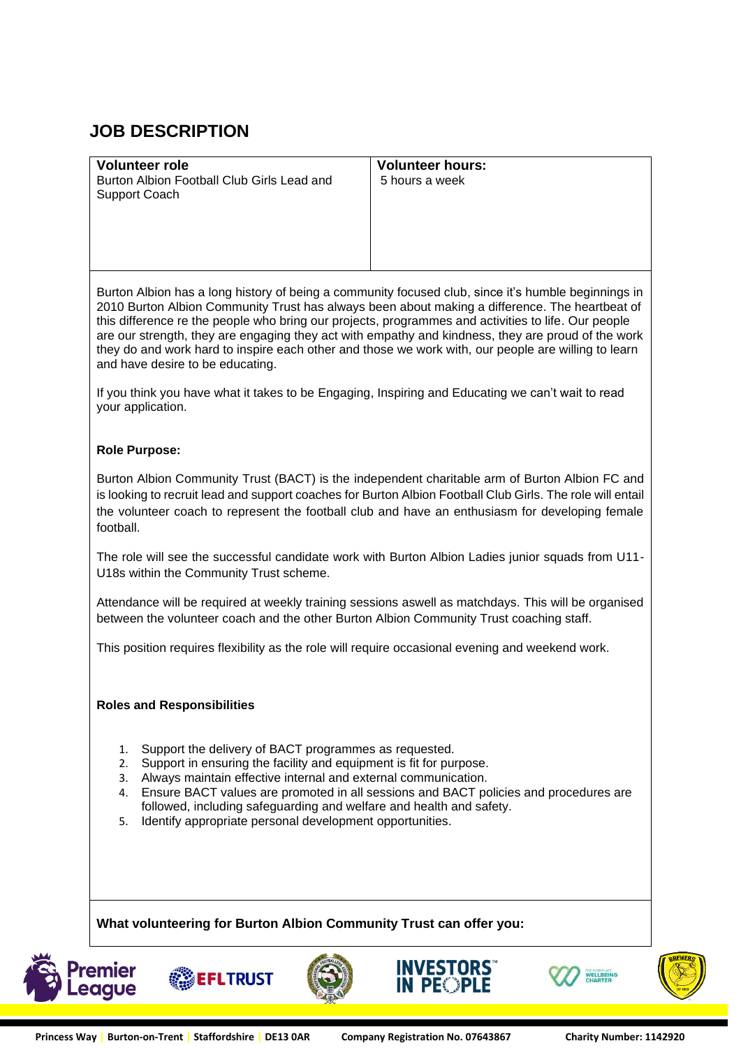# JOB DESCRIPTION

| Volunteer role | Volunteer hours: |
| --- | --- |
| Burton Albion Football Club Girls Lead and Support Coach | 5 hours a week |

Burton Albion has a long history of being a community focused club, since it's humble beginnings in 2010 Burton Albion Community Trust has always been about making a difference. The heartbeat of this difference re the people who bring our projects, programmes and activities to life. Our people are our strength, they are engaging they act with empathy and kindness, they are proud of the work they do and work hard to inspire each other and those we work with, our people are willing to learn and have desire to be educating.

If you think you have what it takes to be Engaging, Inspiring and Educating we can't wait to read your application.

**Role Purpose:**

Burton Albion Community Trust (BACT) is the independent charitable arm of Burton Albion FC and is looking to recruit lead and support coaches for Burton Albion Football Club Girls. The role will entail the volunteer coach to represent the football club and have an enthusiasm for developing female football.

The role will see the successful candidate work with Burton Albion Ladies junior squads from U11-U18s within the Community Trust scheme.

Attendance will be required at weekly training sessions aswell as matchdays. This will be organised between the volunteer coach and the other Burton Albion Community Trust coaching staff.

This position requires flexibility as the role will require occasional evening and weekend work.

**Roles and Responsibilities**

1. Support the delivery of BACT programmes as requested.
2. Support in ensuring the facility and equipment is fit for purpose.
3. Always maintain effective internal and external communication.
4. Ensure BACT values are promoted in all sessions and BACT policies and procedures are followed, including safeguarding and welfare and health and safety.
5. Identify appropriate personal development opportunities.

**What volunteering for Burton Albion Community Trust can offer you:**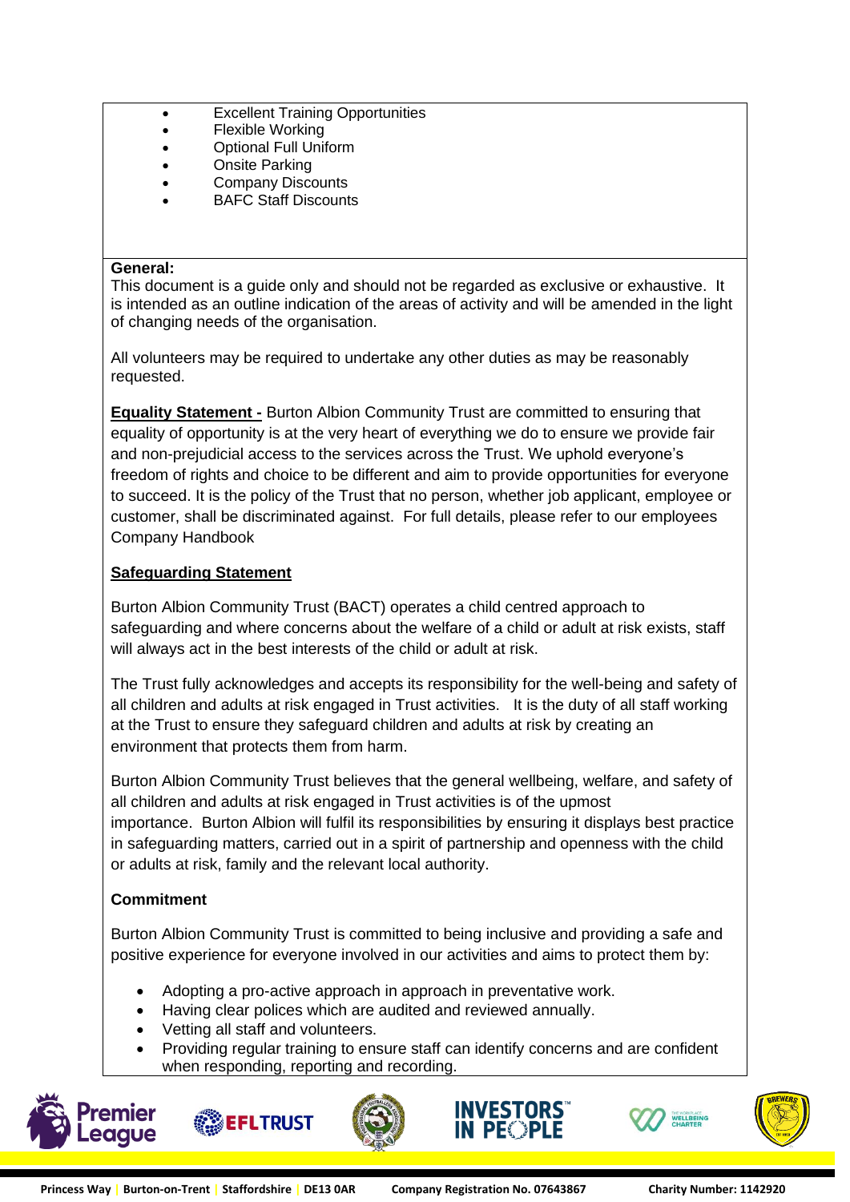- Excellent Training Opportunities
- Flexible Working
- Optional Full Uniform
- Onsite Parking
- Company Discounts
- BAFC Staff Discounts

**General:**
This document is a guide only and should not be regarded as exclusive or exhaustive. It is intended as an outline indication of the areas of activity and will be amended in the light of changing needs of the organisation.

All volunteers may be required to undertake any other duties as may be reasonably requested.

**Equality Statement -** Burton Albion Community Trust are committed to ensuring that equality of opportunity is at the very heart of everything we do to ensure we provide fair and non-prejudicial access to the services across the Trust. We uphold everyone's freedom of rights and choice to be different and aim to provide opportunities for everyone to succeed. It is the policy of the Trust that no person, whether job applicant, employee or customer, shall be discriminated against. For full details, please refer to our employees Company Handbook

**Safeguarding Statement**

Burton Albion Community Trust (BACT) operates a child centred approach to safeguarding and where concerns about the welfare of a child or adult at risk exists, staff will always act in the best interests of the child or adult at risk.

The Trust fully acknowledges and accepts its responsibility for the well-being and safety of all children and adults at risk engaged in Trust activities. It is the duty of all staff working at the Trust to ensure they safeguard children and adults at risk by creating an environment that protects them from harm.

Burton Albion Community Trust believes that the general wellbeing, welfare, and safety of all children and adults at risk engaged in Trust activities is of the upmost importance. Burton Albion will fulfil its responsibilities by ensuring it displays best practice in safeguarding matters, carried out in a spirit of partnership and openness with the child or adults at risk, family and the relevant local authority.

**Commitment**

Burton Albion Community Trust is committed to being inclusive and providing a safe and positive experience for everyone involved in our activities and aims to protect them by:

- Adopting a pro-active approach in approach in preventative work.
- Having clear polices which are audited and reviewed annually.
- Vetting all staff and volunteers.
- Providing regular training to ensure staff can identify concerns and are confident when responding, reporting and recording.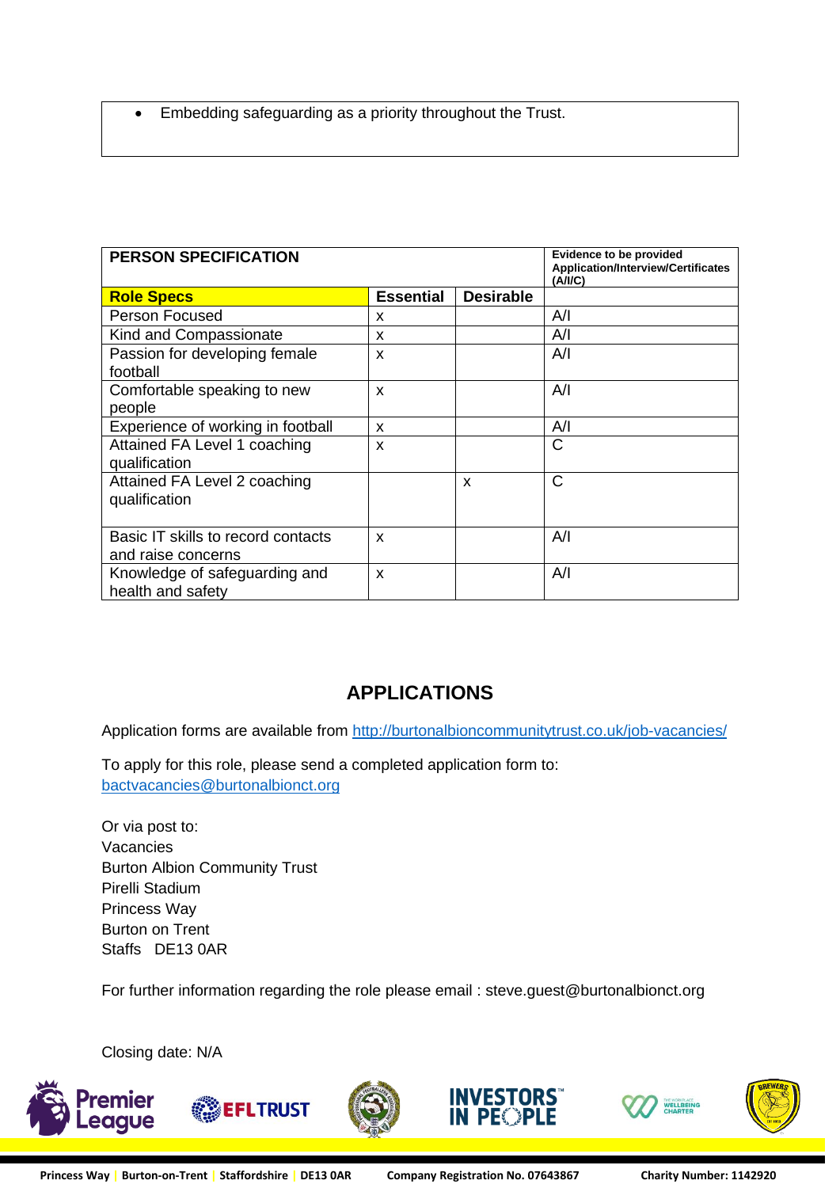- Embedding safeguarding as a priority throughout the Trust.

| PERSON SPECIFICATION | | | Evidence to be provided Application/Interview/Certificates (A/I/C) |
|---|---|---|---|
| **Role Specs** | **Essential** | **Desirable** | |
| Person Focused | x | | A/I |
| Kind and Compassionate | x | | A/I |
| Passion for developing female football | x | | A/I |
| Comfortable speaking to new people | x | | A/I |
| Experience of working in football | x | | A/I |
| Attained FA Level 1 coaching qualification | x | | C |
| Attained FA Level 2 coaching qualification | | x | C |
| Basic IT skills to record contacts and raise concerns | x | | A/I |
| Knowledge of safeguarding and health and safety | x | | A/I |

## APPLICATIONS

Application forms are available from http://burtonalbioncommunitytrust.co.uk/job-vacancies/

To apply for this role, please send a completed application form to:
bactvacancies@burtonalbionct.org

Or via post to:
Vacancies
Burton Albion Community Trust
Pirelli Stadium
Princess Way
Burton on Trent
Staffs DE13 0AR

For further information regarding the role please email : steve.guest@burtonalbionct.org

Closing date: N/A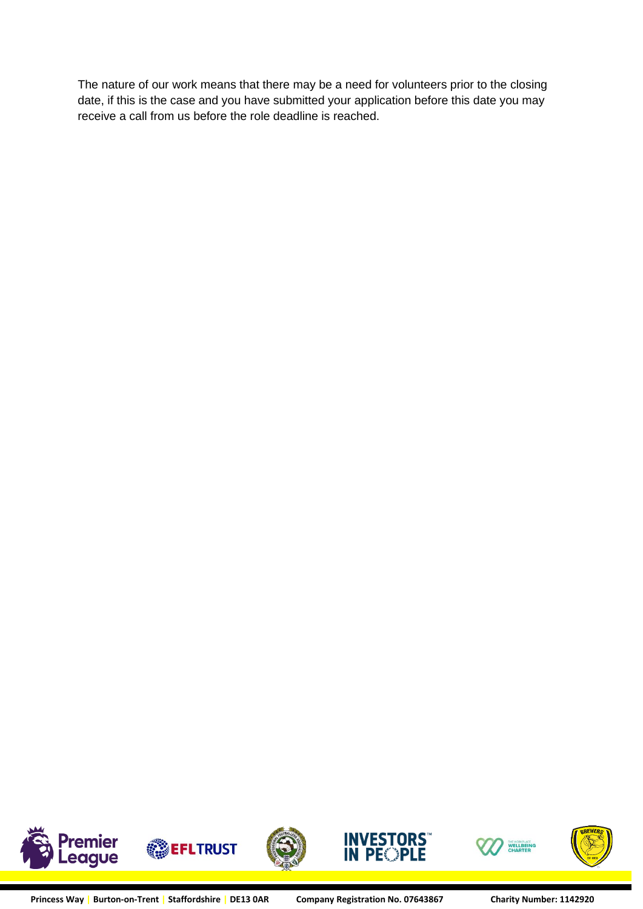The nature of our work means that there may be a need for volunteers prior to the closing date, if this is the case and you have submitted your application before this date you may receive a call from us before the role deadline is reached.